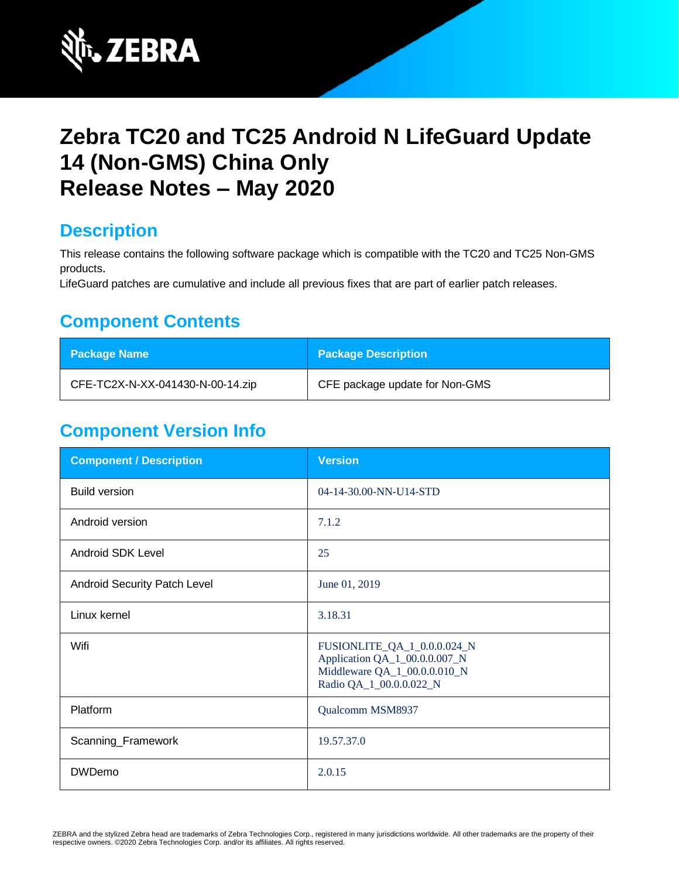# Zebra TC20 and TC25 Android N LifeGuard Update 14 (Non-GMS) China Only
# Release Notes – May 2020

## Description

This release contains the following software package which is compatible with the TC20 and TC25 Non-GMS products.
LifeGuard patches are cumulative and include all previous fixes that are part of earlier patch releases.

## Component Contents

| Package Name | Package Description |
| --- | --- |
| CFE-TC2X-N-XX-041430-N-00-14.zip | CFE package update for Non-GMS |

## Component Version Info

| Component / Description | Version |
| --- | --- |
| Build version | 04-14-30.00-NN-U14-STD |
| Android version | 7.1.2 |
| Android SDK Level | 25 |
| Android Security Patch Level | June 01, 2019 |
| Linux kernel | 3.18.31 |
| Wifi | FUSIONLITE_QA_1_0.0.0.024_N<br>Application QA_1_00.0.0.007_N<br>Middleware QA_1_00.0.0.010_N<br>Radio QA_1_00.0.0.022_N |
| Platform | Qualcomm MSM8937 |
| Scanning_Framework | 19.57.37.0 |
| DWDemo | 2.0.15 |

ZEBRA and the stylized Zebra head are trademarks of Zebra Technologies Corp., registered in many jurisdictions worldwide. All other trademarks are the property of their respective owners. ©2020 Zebra Technologies Corp. and/or its affiliates. All rights reserved.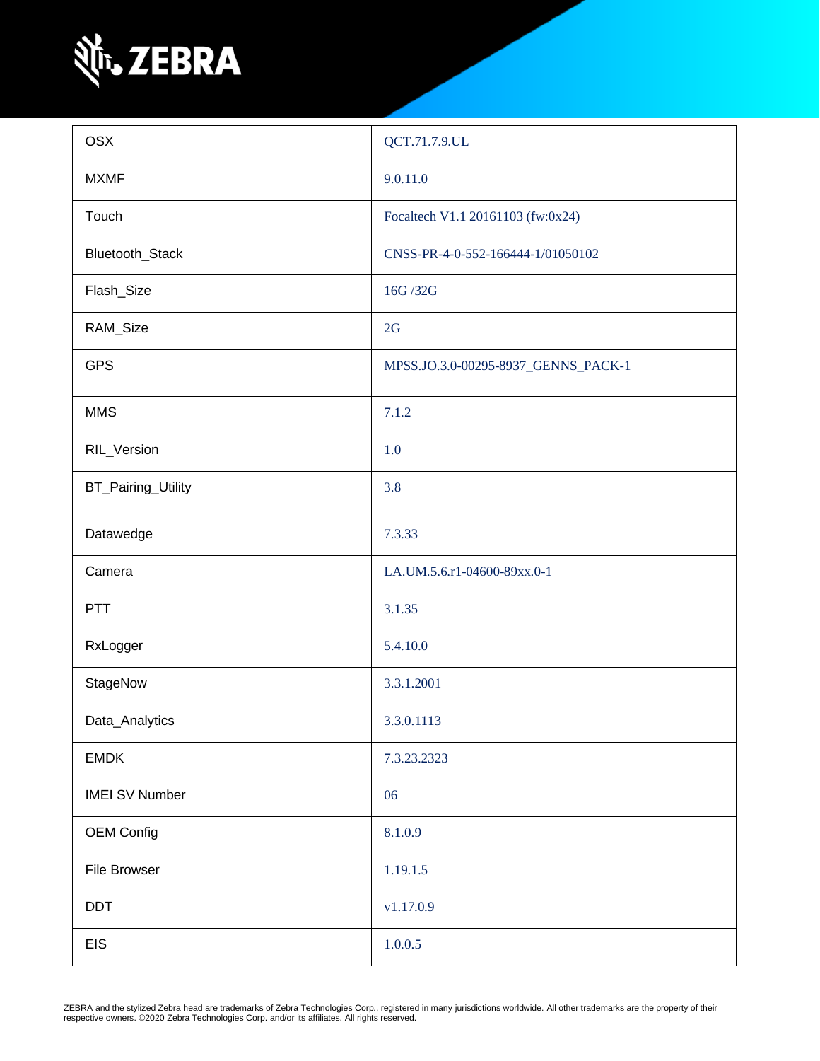| OSX | QCT.71.7.9.UL |
| --- | --- |
| MXMF | 9.0.11.0 |
| Touch | Focaltech V1.1 20161103 (fw:0x24) |
| Bluetooth_Stack | CNSS-PR-4-0-552-166444-1/01050102 |
| Flash_Size | 16G /32G |
| RAM_Size | 2G |
| GPS | MPSS.JO.3.0-00295-8937_GENNS_PACK-1 |
| MMS | 7.1.2 |
| RIL_Version | 1.0 |
| BT_Pairing_Utility | 3.8 |
| Datawedge | 7.3.33 |
| Camera | LA.UM.5.6.r1-04600-89xx.0-1 |
| PTT | 3.1.35 |
| RxLogger | 5.4.10.0 |
| StageNow | 3.3.1.2001 |
| Data_Analytics | 3.3.0.1113 |
| EMDK | 7.3.23.2323 |
| IMEI SV Number | 06 |
| OEM Config | 8.1.0.9 |
| File Browser | 1.19.1.5 |
| DDT | v1.17.0.9 |
| EIS | 1.0.0.5 |

ZEBRA and the stylized Zebra head are trademarks of Zebra Technologies Corp., registered in many jurisdictions worldwide. All other trademarks are the property of their respective owners. ©2020 Zebra Technologies Corp. and/or its affiliates. All rights reserved.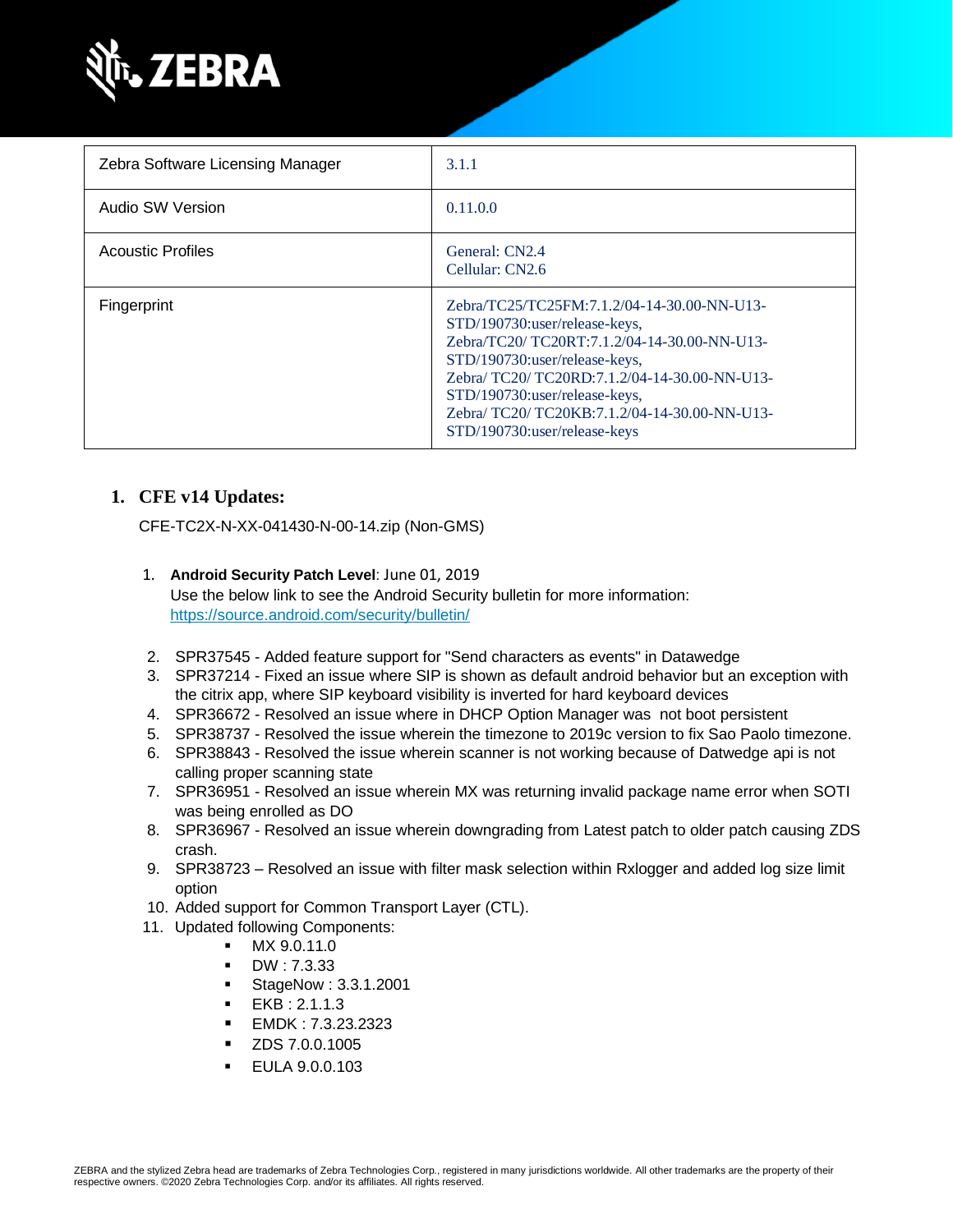| Zebra Software Licensing Manager | 3.1.1 |
|---|---|
| Audio SW Version | 0.11.0.0 |
| Acoustic Profiles | General: CN2.4<br>Cellular: CN2.6 |
| Fingerprint | Zebra/TC25/TC25FM:7.1.2/04-14-30.00-NN-U13-STD/190730:user/release-keys,<br>Zebra/TC20/ TC20RT:7.1.2/04-14-30.00-NN-U13-STD/190730:user/release-keys,<br>Zebra/ TC20/ TC20RD:7.1.2/04-14-30.00-NN-U13-STD/190730:user/release-keys,<br>Zebra/ TC20/ TC20KB:7.1.2/04-14-30.00-NN-U13-STD/190730:user/release-keys |

## 1. CFE v14 Updates:

CFE-TC2X-N-XX-041430-N-00-14.zip (Non-GMS)

1. **Android Security Patch Level**: June 01, 2019
   Use the below link to see the Android Security bulletin for more information: https://source.android.com/security/bulletin/

2. SPR37545 - Added feature support for "Send characters as events" in Datawedge
3. SPR37214 - Fixed an issue where SIP is shown as default android behavior but an exception with the citrix app, where SIP keyboard visibility is inverted for hard keyboard devices
4. SPR36672 - Resolved an issue where in DHCP Option Manager was not boot persistent
5. SPR38737 - Resolved the issue wherein the timezone to 2019c version to fix Sao Paolo timezone.
6. SPR38843 - Resolved the issue wherein scanner is not working because of Datwedge api is not calling proper scanning state
7. SPR36951 - Resolved an issue wherein MX was returning invalid package name error when SOTI was being enrolled as DO
8. SPR36967 - Resolved an issue wherein downgrading from Latest patch to older patch causing ZDS crash.
9. SPR38723 – Resolved an issue with filter mask selection within Rxlogger and added log size limit option
10. Added support for Common Transport Layer (CTL).
11. Updated following Components:
    - MX 9.0.11.0
    - DW : 7.3.33
    - StageNow : 3.3.1.2001
    - EKB : 2.1.1.3
    - EMDK : 7.3.23.2323
    - ZDS 7.0.0.1005
    - EULA 9.0.0.103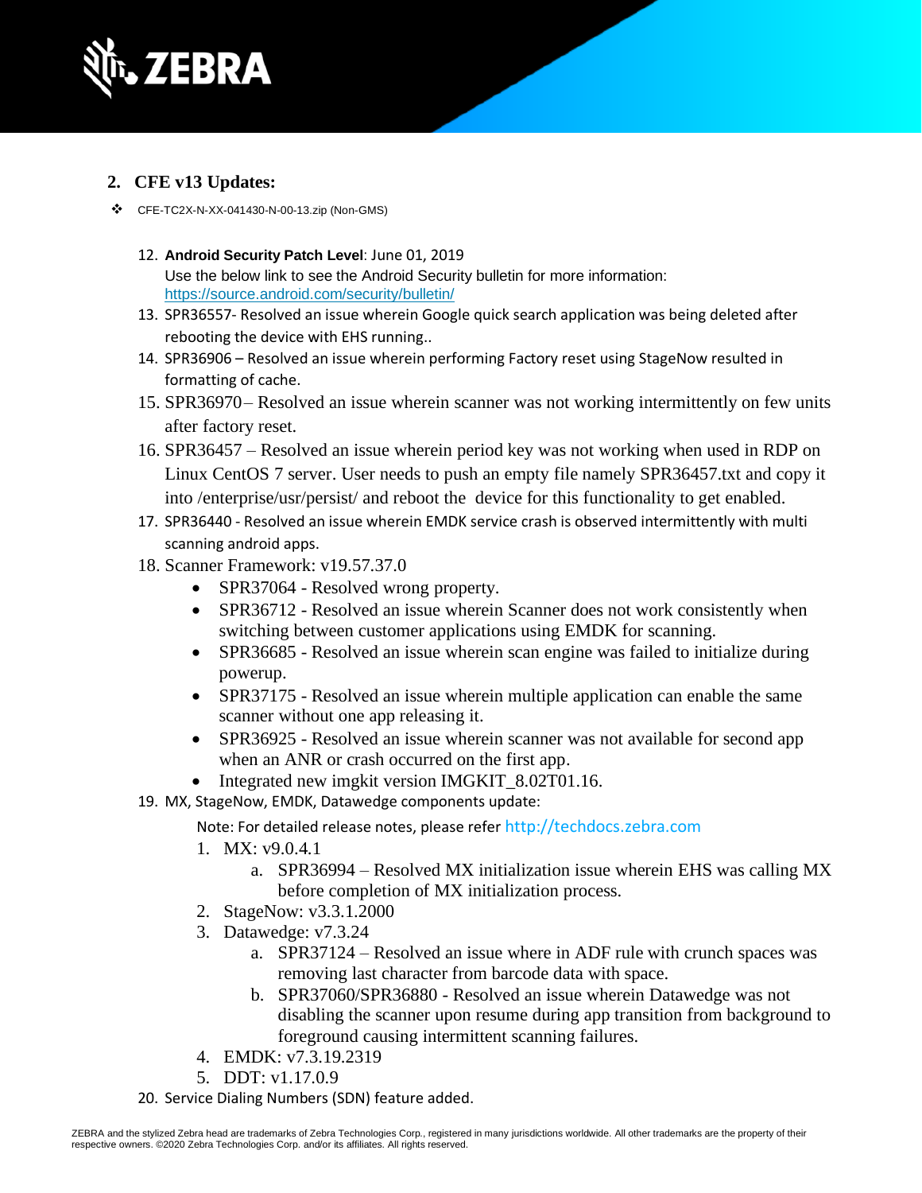## 2. CFE v13 Updates:

- CFE-TC2X-N-XX-041430-N-00-13.zip (Non-GMS)

12. **Android Security Patch Level**: June 01, 2019
    Use the below link to see the Android Security bulletin for more information: https://source.android.com/security/bulletin/
13. SPR36557- Resolved an issue wherein Google quick search application was being deleted after rebooting the device with EHS running..
14. SPR36906 – Resolved an issue wherein performing Factory reset using StageNow resulted in formatting of cache.
15. SPR36970– Resolved an issue wherein scanner was not working intermittently on few units after factory reset.
16. SPR36457 – Resolved an issue wherein period key was not working when used in RDP on Linux CentOS 7 server. User needs to push an empty file namely SPR36457.txt and copy it into /enterprise/usr/persist/ and reboot the device for this functionality to get enabled.
17. SPR36440 - Resolved an issue wherein EMDK service crash is observed intermittently with multi scanning android apps.
18. Scanner Framework: v19.57.37.0
    - SPR37064 - Resolved wrong property.
    - SPR36712 - Resolved an issue wherein Scanner does not work consistently when switching between customer applications using EMDK for scanning.
    - SPR36685 - Resolved an issue wherein scan engine was failed to initialize during powerup.
    - SPR37175 - Resolved an issue wherein multiple application can enable the same scanner without one app releasing it.
    - SPR36925 - Resolved an issue wherein scanner was not available for second app when an ANR or crash occurred on the first app.
    - Integrated new imgkit version IMGKIT_8.02T01.16.
19. MX, StageNow, EMDK, Datawedge components update:

    Note: For detailed release notes, please refer http://techdocs.zebra.com

    1. MX: v9.0.4.1
        a. SPR36994 – Resolved MX initialization issue wherein EHS was calling MX before completion of MX initialization process.
    2. StageNow: v3.3.1.2000
    3. Datawedge: v7.3.24
        a. SPR37124 – Resolved an issue where in ADF rule with crunch spaces was removing last character from barcode data with space.
        b. SPR37060/SPR36880 - Resolved an issue wherein Datawedge was not disabling the scanner upon resume during app transition from background to foreground causing intermittent scanning failures.
    4. EMDK: v7.3.19.2319
    5. DDT: v1.17.0.9
20. Service Dialing Numbers (SDN) feature added.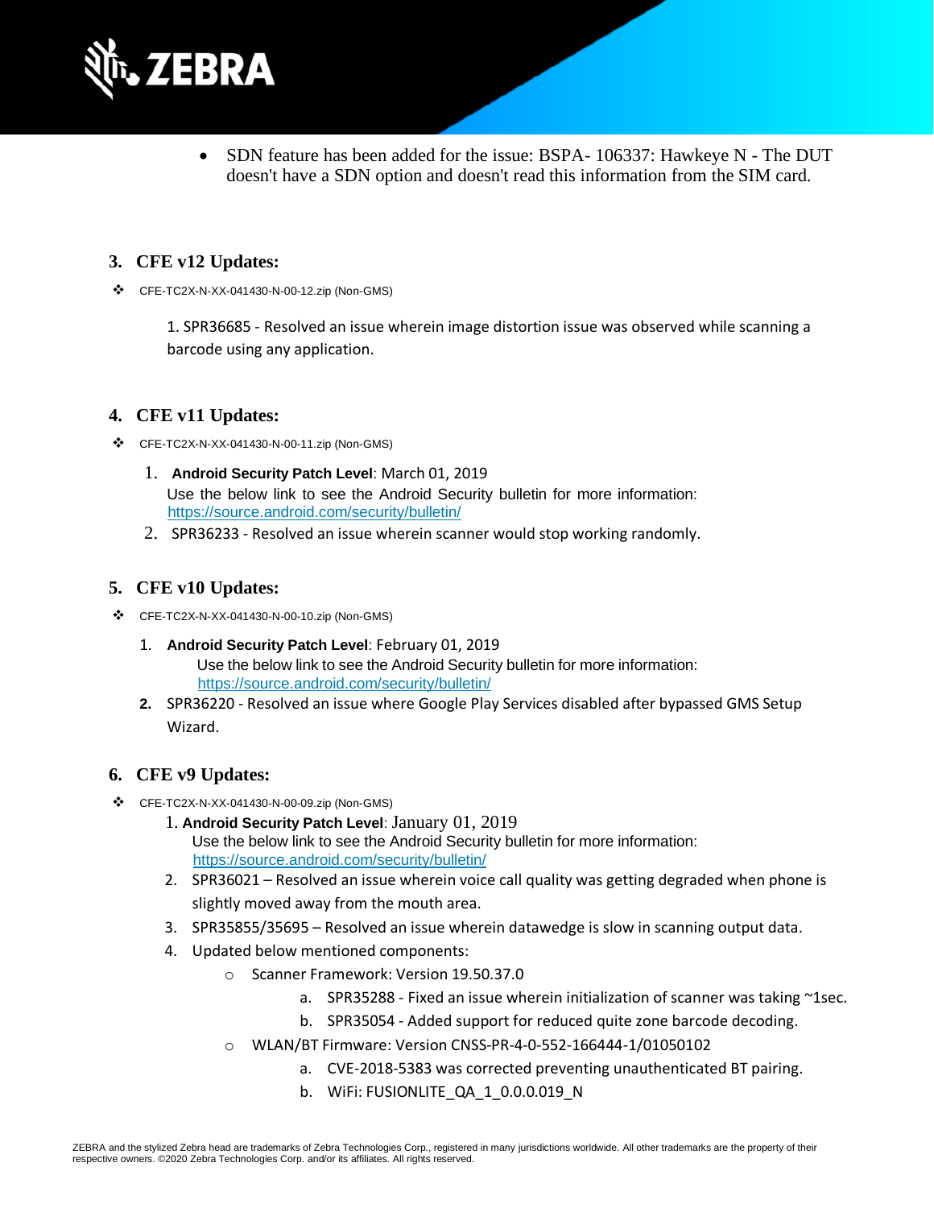- SDN feature has been added for the issue: BSPA- 106337: Hawkeye N - The DUT doesn't have a SDN option and doesn't read this information from the SIM card.

## 3. CFE v12 Updates:

❖ CFE-TC2X-N-XX-041430-N-00-12.zip (Non-GMS)

1. SPR36685 - Resolved an issue wherein image distortion issue was observed while scanning a barcode using any application.

## 4. CFE v11 Updates:

❖ CFE-TC2X-N-XX-041430-N-00-11.zip (Non-GMS)

1. **Android Security Patch Level**: March 01, 2019
   Use the below link to see the Android Security bulletin for more information: https://source.android.com/security/bulletin/
2. SPR36233 - Resolved an issue wherein scanner would stop working randomly.

## 5. CFE v10 Updates:

❖ CFE-TC2X-N-XX-041430-N-00-10.zip (Non-GMS)

1. **Android Security Patch Level**: February 01, 2019
   Use the below link to see the Android Security bulletin for more information: https://source.android.com/security/bulletin/
2. SPR36220 - Resolved an issue where Google Play Services disabled after bypassed GMS Setup Wizard.

## 6. CFE v9 Updates:

❖ CFE-TC2X-N-XX-041430-N-00-09.zip (Non-GMS)

1. **Android Security Patch Level**: January 01, 2019
   Use the below link to see the Android Security bulletin for more information: https://source.android.com/security/bulletin/
2. SPR36021 – Resolved an issue wherein voice call quality was getting degraded when phone is slightly moved away from the mouth area.
3. SPR35855/35695 – Resolved an issue wherein datawedge is slow in scanning output data.
4. Updated below mentioned components:
   - Scanner Framework: Version 19.50.37.0
     a. SPR35288 - Fixed an issue wherein initialization of scanner was taking ~1sec.
     b. SPR35054 - Added support for reduced quite zone barcode decoding.
   - WLAN/BT Firmware: Version CNSS-PR-4-0-552-166444-1/01050102
     a. CVE-2018-5383 was corrected preventing unauthenticated BT pairing.
     b. WiFi: FUSIONLITE_QA_1_0.0.0.019_N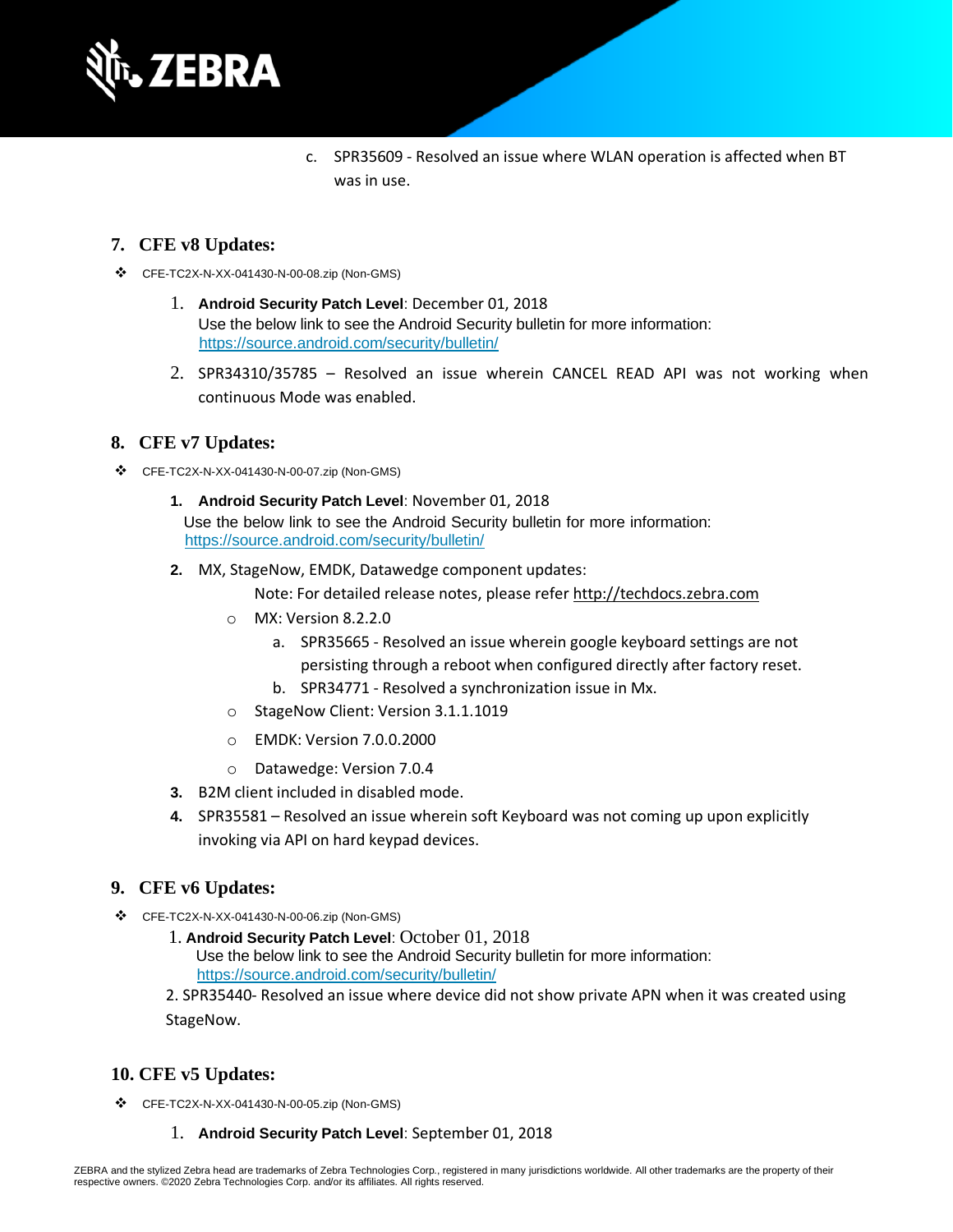c. SPR35609 - Resolved an issue where WLAN operation is affected when BT was in use.

## 7. CFE v8 Updates:

- CFE-TC2X-N-XX-041430-N-00-08.zip (Non-GMS)

  1. **Android Security Patch Level**: December 01, 2018
     Use the below link to see the Android Security bulletin for more information: https://source.android.com/security/bulletin/
  2. SPR34310/35785 – Resolved an issue wherein CANCEL READ API was not working when continuous Mode was enabled.

## 8. CFE v7 Updates:

- CFE-TC2X-N-XX-041430-N-00-07.zip (Non-GMS)

  1. **Android Security Patch Level**: November 01, 2018
     Use the below link to see the Android Security bulletin for more information: https://source.android.com/security/bulletin/
  2. MX, StageNow, EMDK, Datawedge component updates:
     Note: For detailed release notes, please refer http://techdocs.zebra.com
     - MX: Version 8.2.2.0
       a. SPR35665 - Resolved an issue wherein google keyboard settings are not persisting through a reboot when configured directly after factory reset.
       b. SPR34771 - Resolved a synchronization issue in Mx.
     - StageNow Client: Version 3.1.1.1019
     - EMDK: Version 7.0.0.2000
     - Datawedge: Version 7.0.4
  3. B2M client included in disabled mode.
  4. SPR35581 – Resolved an issue wherein soft Keyboard was not coming up upon explicitly invoking via API on hard keypad devices.

## 9. CFE v6 Updates:

- CFE-TC2X-N-XX-041430-N-00-06.zip (Non-GMS)

  1. **Android Security Patch Level**: October 01, 2018
     Use the below link to see the Android Security bulletin for more information: https://source.android.com/security/bulletin/
  2. SPR35440- Resolved an issue where device did not show private APN when it was created using StageNow.

## 10. CFE v5 Updates:

- CFE-TC2X-N-XX-041430-N-00-05.zip (Non-GMS)

  1. **Android Security Patch Level**: September 01, 2018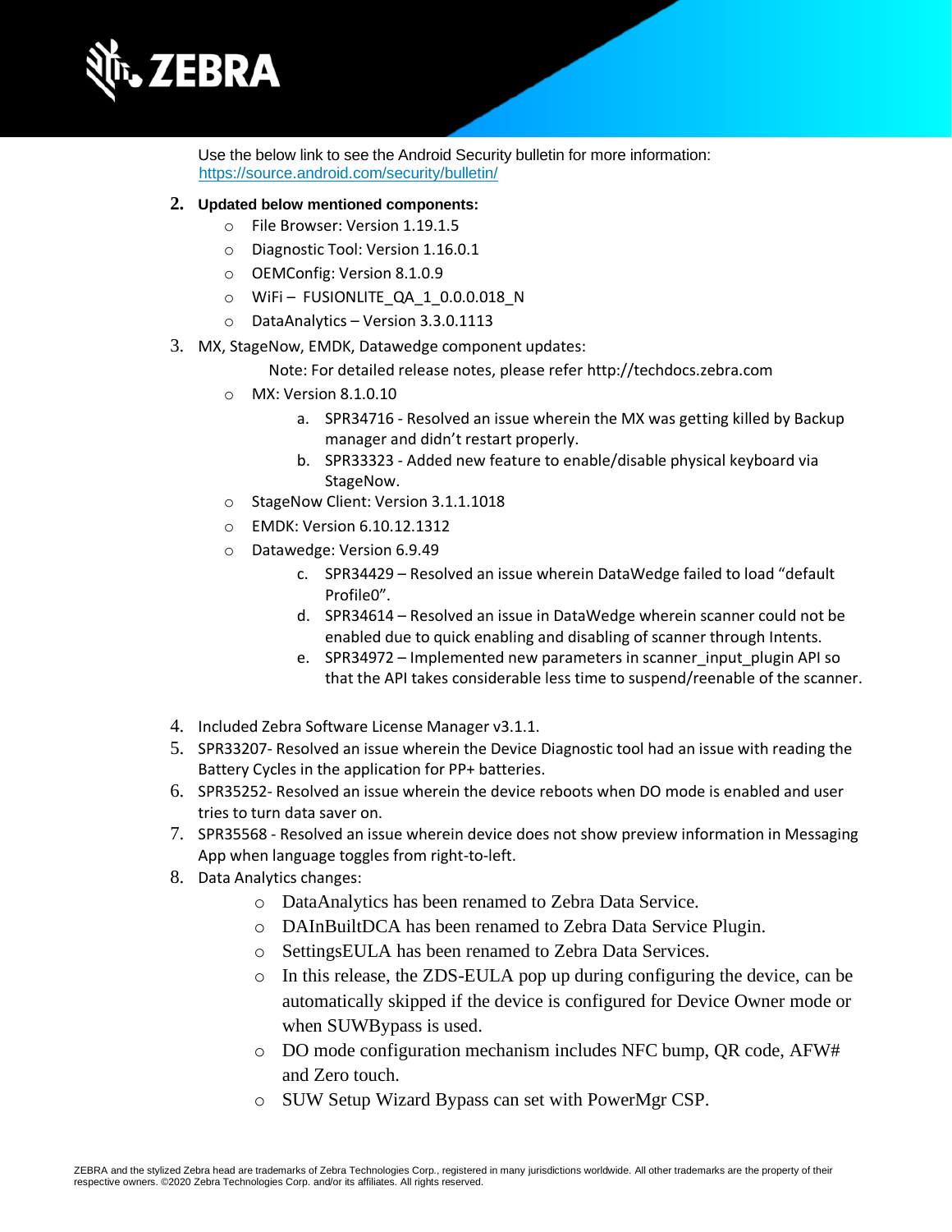Use the below link to see the Android Security bulletin for more information: https://source.android.com/security/bulletin/

2. **Updated below mentioned components:**
   - File Browser: Version 1.19.1.5
   - Diagnostic Tool: Version 1.16.0.1
   - OEMConfig: Version 8.1.0.9
   - WiFi – FUSIONLITE_QA_1_0.0.0.018_N
   - DataAnalytics – Version 3.3.0.1113
3. MX, StageNow, EMDK, Datawedge component updates:

   Note: For detailed release notes, please refer http://techdocs.zebra.com

   - MX: Version 8.1.0.10
     a. SPR34716 - Resolved an issue wherein the MX was getting killed by Backup manager and didn't restart properly.
     b. SPR33323 - Added new feature to enable/disable physical keyboard via StageNow.
   - StageNow Client: Version 3.1.1.1018
   - EMDK: Version 6.10.12.1312
   - Datawedge: Version 6.9.49
     c. SPR34429 – Resolved an issue wherein DataWedge failed to load "default Profile0".
     d. SPR34614 – Resolved an issue in DataWedge wherein scanner could not be enabled due to quick enabling and disabling of scanner through Intents.
     e. SPR34972 – Implemented new parameters in scanner_input_plugin API so that the API takes considerable less time to suspend/reenable of the scanner.
4. Included Zebra Software License Manager v3.1.1.
5. SPR33207- Resolved an issue wherein the Device Diagnostic tool had an issue with reading the Battery Cycles in the application for PP+ batteries.
6. SPR35252- Resolved an issue wherein the device reboots when DO mode is enabled and user tries to turn data saver on.
7. SPR35568 - Resolved an issue wherein device does not show preview information in Messaging App when language toggles from right-to-left.
8. Data Analytics changes:
   - DataAnalytics has been renamed to Zebra Data Service.
   - DAInBuiltDCA has been renamed to Zebra Data Service Plugin.
   - SettingsEULA has been renamed to Zebra Data Services.
   - In this release, the ZDS-EULA pop up during configuring the device, can be automatically skipped if the device is configured for Device Owner mode or when SUWBypass is used.
   - DO mode configuration mechanism includes NFC bump, QR code, AFW# and Zero touch.
   - SUW Setup Wizard Bypass can set with PowerMgr CSP.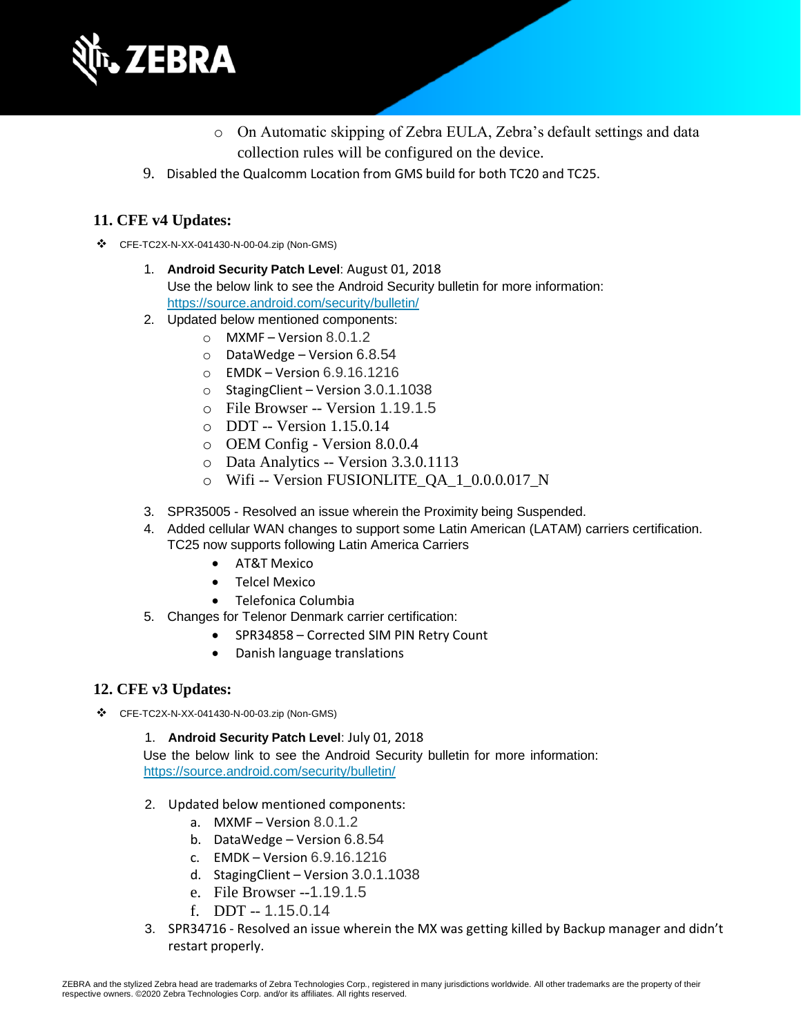- On Automatic skipping of Zebra EULA, Zebra's default settings and data collection rules will be configured on the device.

9. Disabled the Qualcomm Location from GMS build for both TC20 and TC25.

## 11. CFE v4 Updates:

- CFE-TC2X-N-XX-041430-N-00-04.zip (Non-GMS)

  1. **Android Security Patch Level**: August 01, 2018
     Use the below link to see the Android Security bulletin for more information: https://source.android.com/security/bulletin/
  2. Updated below mentioned components:
     - MXMF – Version 8.0.1.2
     - DataWedge – Version 6.8.54
     - EMDK – Version 6.9.16.1216
     - StagingClient – Version 3.0.1.1038
     - File Browser -- Version 1.19.1.5
     - DDT -- Version 1.15.0.14
     - OEM Config - Version 8.0.0.4
     - Data Analytics -- Version 3.3.0.1113
     - Wifi -- Version FUSIONLITE_QA_1_0.0.0.017_N
  3. SPR35005 - Resolved an issue wherein the Proximity being Suspended.
  4. Added cellular WAN changes to support some Latin American (LATAM) carriers certification. TC25 now supports following Latin America Carriers
     - AT&T Mexico
     - Telcel Mexico
     - Telefonica Columbia
  5. Changes for Telenor Denmark carrier certification:
     - SPR34858 – Corrected SIM PIN Retry Count
     - Danish language translations

## 12. CFE v3 Updates:

- CFE-TC2X-N-XX-041430-N-00-03.zip (Non-GMS)

  1. **Android Security Patch Level**: July 01, 2018
     Use the below link to see the Android Security bulletin for more information: https://source.android.com/security/bulletin/
  2. Updated below mentioned components:
     a. MXMF – Version 8.0.1.2
     b. DataWedge – Version 6.8.54
     c. EMDK – Version 6.9.16.1216
     d. StagingClient – Version 3.0.1.1038
     e. File Browser --1.19.1.5
     f. DDT -- 1.15.0.14
  3. SPR34716 - Resolved an issue wherein the MX was getting killed by Backup manager and didn't restart properly.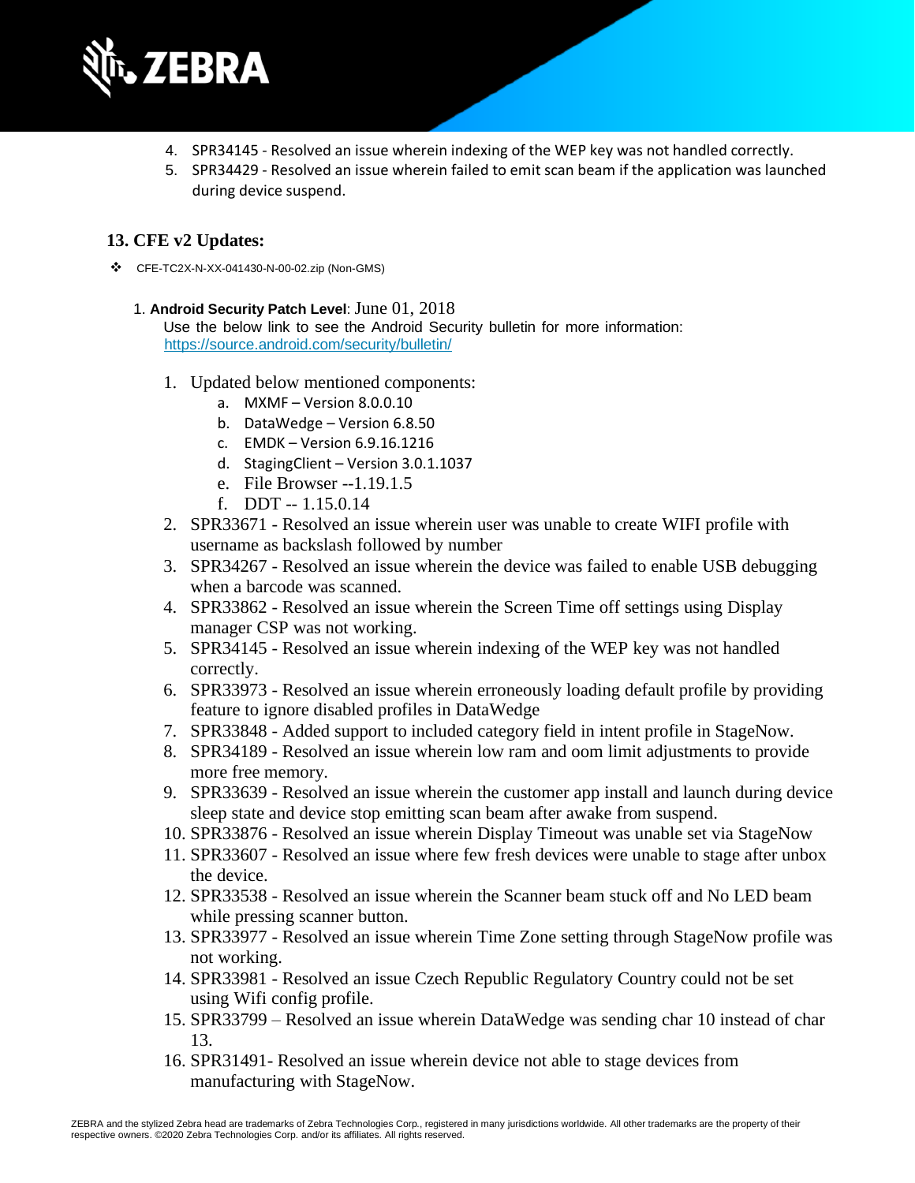4. SPR34145 - Resolved an issue wherein indexing of the WEP key was not handled correctly.
5. SPR34429 - Resolved an issue wherein failed to emit scan beam if the application was launched during device suspend.

## 13. CFE v2 Updates:

❖ CFE-TC2X-N-XX-041430-N-00-02.zip (Non-GMS)

1. **Android Security Patch Level**: June 01, 2018
   Use the below link to see the Android Security bulletin for more information: https://source.android.com/security/bulletin/

1. Updated below mentioned components:
   a. MXMF – Version 8.0.0.10
   b. DataWedge – Version 6.8.50
   c. EMDK – Version 6.9.16.1216
   d. StagingClient – Version 3.0.1.1037
   e. File Browser --1.19.1.5
   f. DDT -- 1.15.0.14
2. SPR33671 - Resolved an issue wherein user was unable to create WIFI profile with username as backslash followed by number
3. SPR34267 - Resolved an issue wherein the device was failed to enable USB debugging when a barcode was scanned.
4. SPR33862 - Resolved an issue wherein the Screen Time off settings using Display manager CSP was not working.
5. SPR34145 - Resolved an issue wherein indexing of the WEP key was not handled correctly.
6. SPR33973 - Resolved an issue wherein erroneously loading default profile by providing feature to ignore disabled profiles in DataWedge
7. SPR33848 - Added support to included category field in intent profile in StageNow.
8. SPR34189 - Resolved an issue wherein low ram and oom limit adjustments to provide more free memory.
9. SPR33639 - Resolved an issue wherein the customer app install and launch during device sleep state and device stop emitting scan beam after awake from suspend.
10. SPR33876 - Resolved an issue wherein Display Timeout was unable set via StageNow
11. SPR33607 - Resolved an issue where few fresh devices were unable to stage after unbox the device.
12. SPR33538 - Resolved an issue wherein the Scanner beam stuck off and No LED beam while pressing scanner button.
13. SPR33977 - Resolved an issue wherein Time Zone setting through StageNow profile was not working.
14. SPR33981 - Resolved an issue Czech Republic Regulatory Country could not be set using Wifi config profile.
15. SPR33799 – Resolved an issue wherein DataWedge was sending char 10 instead of char 13.
16. SPR31491- Resolved an issue wherein device not able to stage devices from manufacturing with StageNow.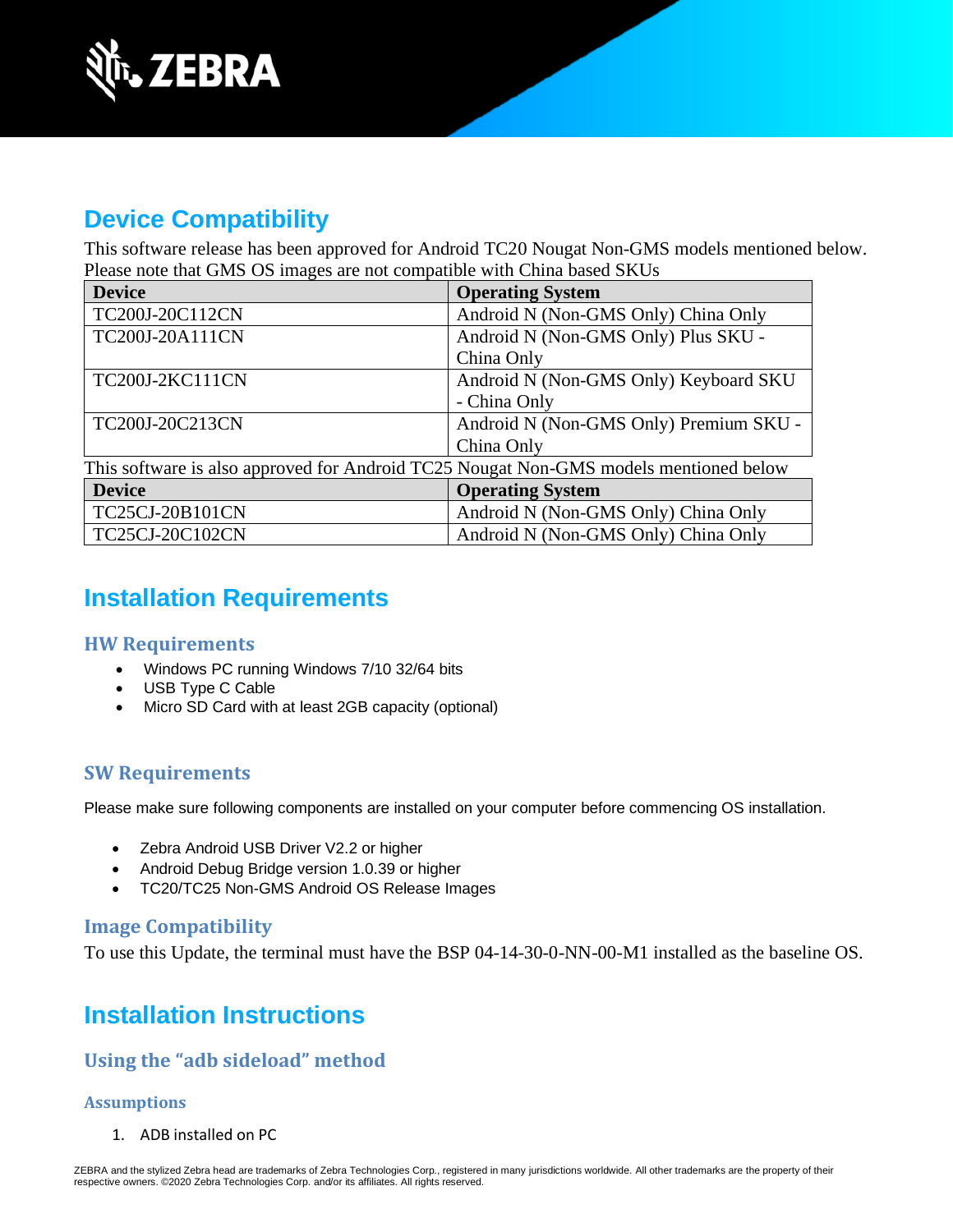## Device Compatibility

This software release has been approved for Android TC20 Nougat Non-GMS models mentioned below. Please note that GMS OS images are not compatible with China based SKUs

| Device | Operating System |
| --- | --- |
| TC200J-20C112CN | Android N (Non-GMS Only) China Only |
| TC200J-20A111CN | Android N (Non-GMS Only) Plus SKU - China Only |
| TC200J-2KC111CN | Android N (Non-GMS Only) Keyboard SKU - China Only |
| TC200J-20C213CN | Android N (Non-GMS Only) Premium SKU - China Only |

This software is also approved for Android TC25 Nougat Non-GMS models mentioned below

| Device | Operating System |
| --- | --- |
| TC25CJ-20B101CN | Android N (Non-GMS Only) China Only |
| TC25CJ-20C102CN | Android N (Non-GMS Only) China Only |

## Installation Requirements

### HW Requirements

- Windows PC running Windows 7/10 32/64 bits
- USB Type C Cable
- Micro SD Card with at least 2GB capacity (optional)

### SW Requirements

Please make sure following components are installed on your computer before commencing OS installation.

- Zebra Android USB Driver V2.2 or higher
- Android Debug Bridge version 1.0.39 or higher
- TC20/TC25 Non-GMS Android OS Release Images

### Image Compatibility

To use this Update, the terminal must have the BSP 04-14-30-0-NN-00-M1 installed as the baseline OS.

## Installation Instructions

### Using the "adb sideload" method

#### Assumptions

1. ADB installed on PC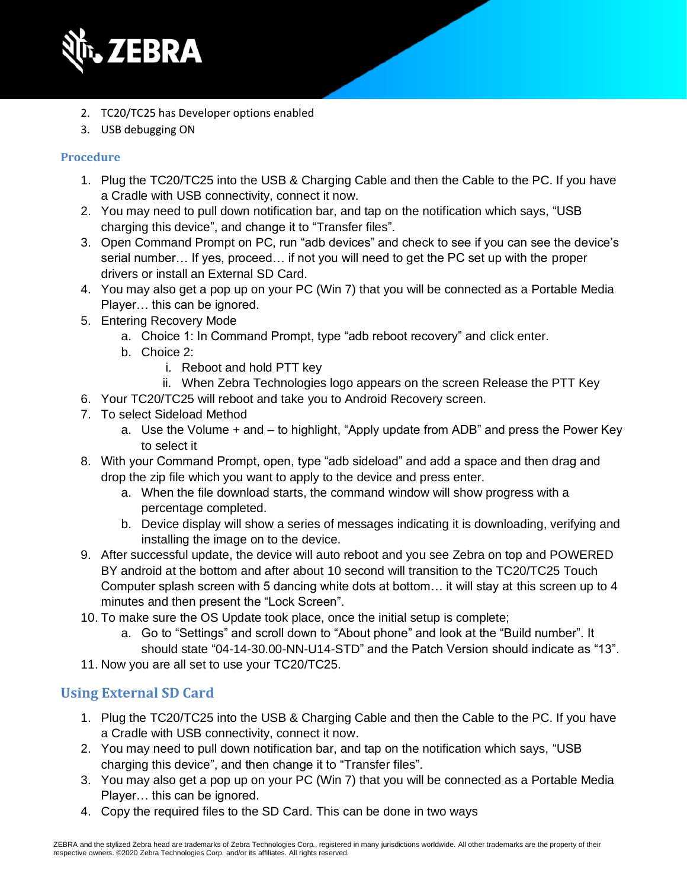2. TC20/TC25 has Developer options enabled
3. USB debugging ON

### Procedure

1. Plug the TC20/TC25 into the USB & Charging Cable and then the Cable to the PC. If you have a Cradle with USB connectivity, connect it now.
2. You may need to pull down notification bar, and tap on the notification which says, “USB charging this device”, and change it to “Transfer files”.
3. Open Command Prompt on PC, run “adb devices” and check to see if you can see the device’s serial number… If yes, proceed… if not you will need to get the PC set up with the proper drivers or install an External SD Card.
4. You may also get a pop up on your PC (Win 7) that you will be connected as a Portable Media Player… this can be ignored.
5. Entering Recovery Mode
   a. Choice 1: In Command Prompt, type “adb reboot recovery” and click enter.
   b. Choice 2:
      i. Reboot and hold PTT key
      ii. When Zebra Technologies logo appears on the screen Release the PTT Key
6. Your TC20/TC25 will reboot and take you to Android Recovery screen.
7. To select Sideload Method
   a. Use the Volume + and – to highlight, “Apply update from ADB” and press the Power Key to select it
8. With your Command Prompt, open, type “adb sideload” and add a space and then drag and drop the zip file which you want to apply to the device and press enter.
   a. When the file download starts, the command window will show progress with a percentage completed.
   b. Device display will show a series of messages indicating it is downloading, verifying and installing the image on to the device.
9. After successful update, the device will auto reboot and you see Zebra on top and POWERED BY android at the bottom and after about 10 second will transition to the TC20/TC25 Touch Computer splash screen with 5 dancing white dots at bottom… it will stay at this screen up to 4 minutes and then present the “Lock Screen”.
10. To make sure the OS Update took place, once the initial setup is complete;
    a. Go to “Settings” and scroll down to “About phone” and look at the “Build number”. It should state “04-14-30.00-NN-U14-STD” and the Patch Version should indicate as “13”.
11. Now you are all set to use your TC20/TC25.

## Using External SD Card

1. Plug the TC20/TC25 into the USB & Charging Cable and then the Cable to the PC. If you have a Cradle with USB connectivity, connect it now.
2. You may need to pull down notification bar, and tap on the notification which says, “USB charging this device”, and then change it to “Transfer files”.
3. You may also get a pop up on your PC (Win 7) that you will be connected as a Portable Media Player… this can be ignored.
4. Copy the required files to the SD Card. This can be done in two ways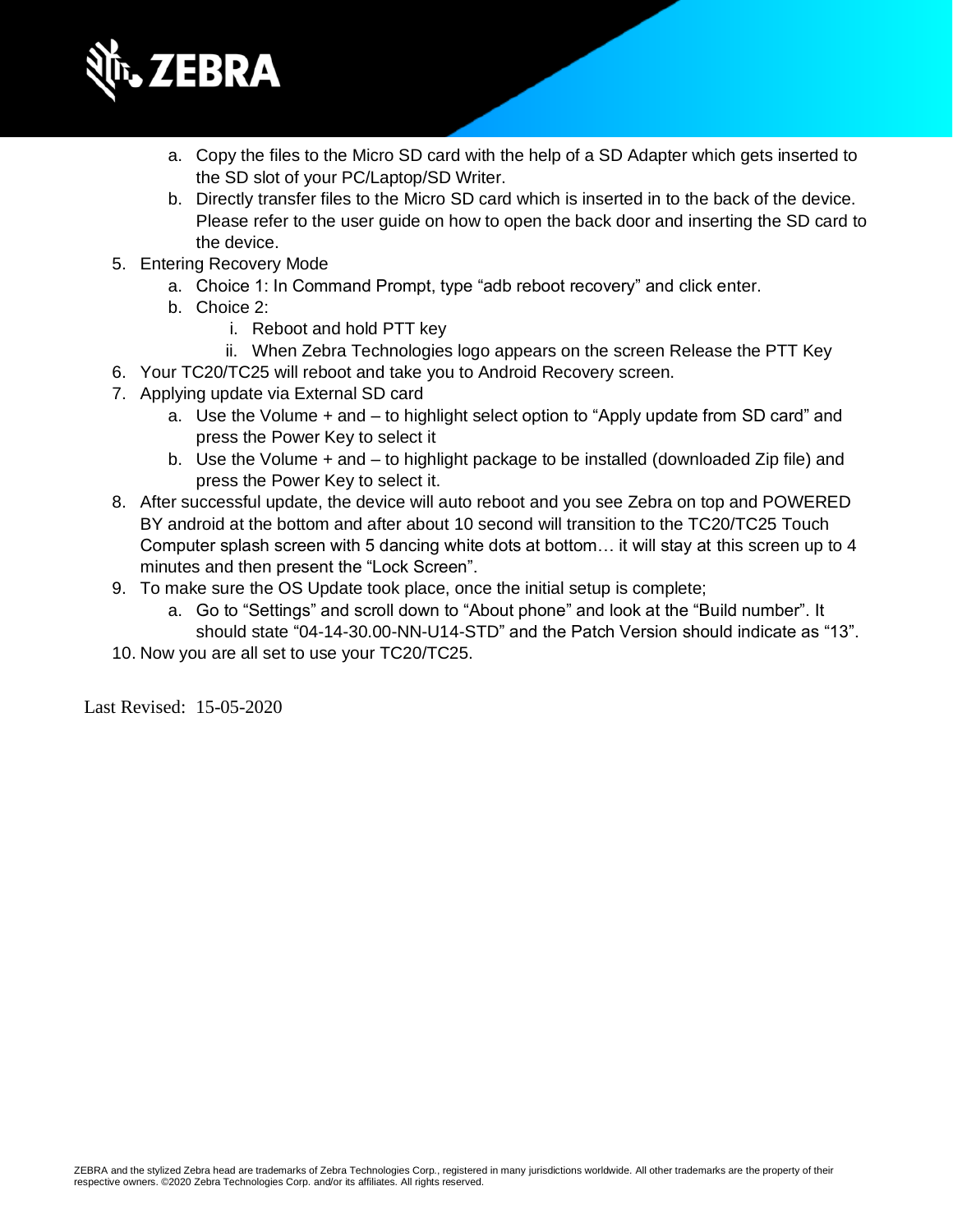a. Copy the files to the Micro SD card with the help of a SD Adapter which gets inserted to the SD slot of your PC/Laptop/SD Writer.
   b. Directly transfer files to the Micro SD card which is inserted in to the back of the device. Please refer to the user guide on how to open the back door and inserting the SD card to the device.

5. Entering Recovery Mode
   a. Choice 1: In Command Prompt, type "adb reboot recovery" and click enter.
   b. Choice 2:
      i. Reboot and hold PTT key
      ii. When Zebra Technologies logo appears on the screen Release the PTT Key
6. Your TC20/TC25 will reboot and take you to Android Recovery screen.
7. Applying update via External SD card
   a. Use the Volume + and – to highlight select option to "Apply update from SD card" and press the Power Key to select it
   b. Use the Volume + and – to highlight package to be installed (downloaded Zip file) and press the Power Key to select it.
8. After successful update, the device will auto reboot and you see Zebra on top and POWERED BY android at the bottom and after about 10 second will transition to the TC20/TC25 Touch Computer splash screen with 5 dancing white dots at bottom… it will stay at this screen up to 4 minutes and then present the "Lock Screen".
9. To make sure the OS Update took place, once the initial setup is complete;
   a. Go to "Settings" and scroll down to "About phone" and look at the "Build number". It should state "04-14-30.00-NN-U14-STD" and the Patch Version should indicate as "13".
10. Now you are all set to use your TC20/TC25.

Last Revised: 15-05-2020

ZEBRA and the stylized Zebra head are trademarks of Zebra Technologies Corp., registered in many jurisdictions worldwide. All other trademarks are the property of their respective owners. ©2020 Zebra Technologies Corp. and/or its affiliates. All rights reserved.